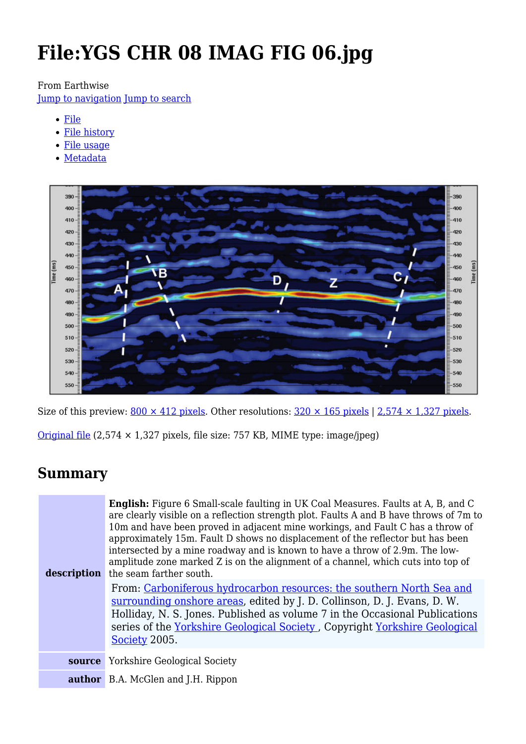# File:YGS CHR 08 IMAG FIG 06.jpg

From Earthwise

Jump to navigation Jump to search

- File
- File history
- File usage
- Metadata

Size of this preview: 800 × 412 pixels. Other resolutions: 320 × 165 pixels | 2,574 × 1,327 pixels.

Original file (2,574 × 1,327 pixels, file size: 757 KB, MIME type: image/jpeg)

## Summary

| | |
|---|---|
| **description** | **English:** Figure 6 Small-scale faulting in UK Coal Measures. Faults at A, B, and C are clearly visible on a reflection strength plot. Faults A and B have throws of 7m to 10m and have been proved in adjacent mine workings, and Fault C has a throw of approximately 15m. Fault D shows no displacement of the reflector but has been intersected by a mine roadway and is known to have a throw of 2.9m. The low-amplitude zone marked Z is on the alignment of a channel, which cuts into top of the seam farther south. From: Carboniferous hydrocarbon resources: the southern North Sea and surrounding onshore areas, edited by J. D. Collinson, D. J. Evans, D. W. Holliday, N. S. Jones. Published as volume 7 in the Occasional Publications series of the Yorkshire Geological Society , Copyright Yorkshire Geological Society 2005. |
| **source** | Yorkshire Geological Society |
| **author** | B.A. McGlen and J.H. Rippon |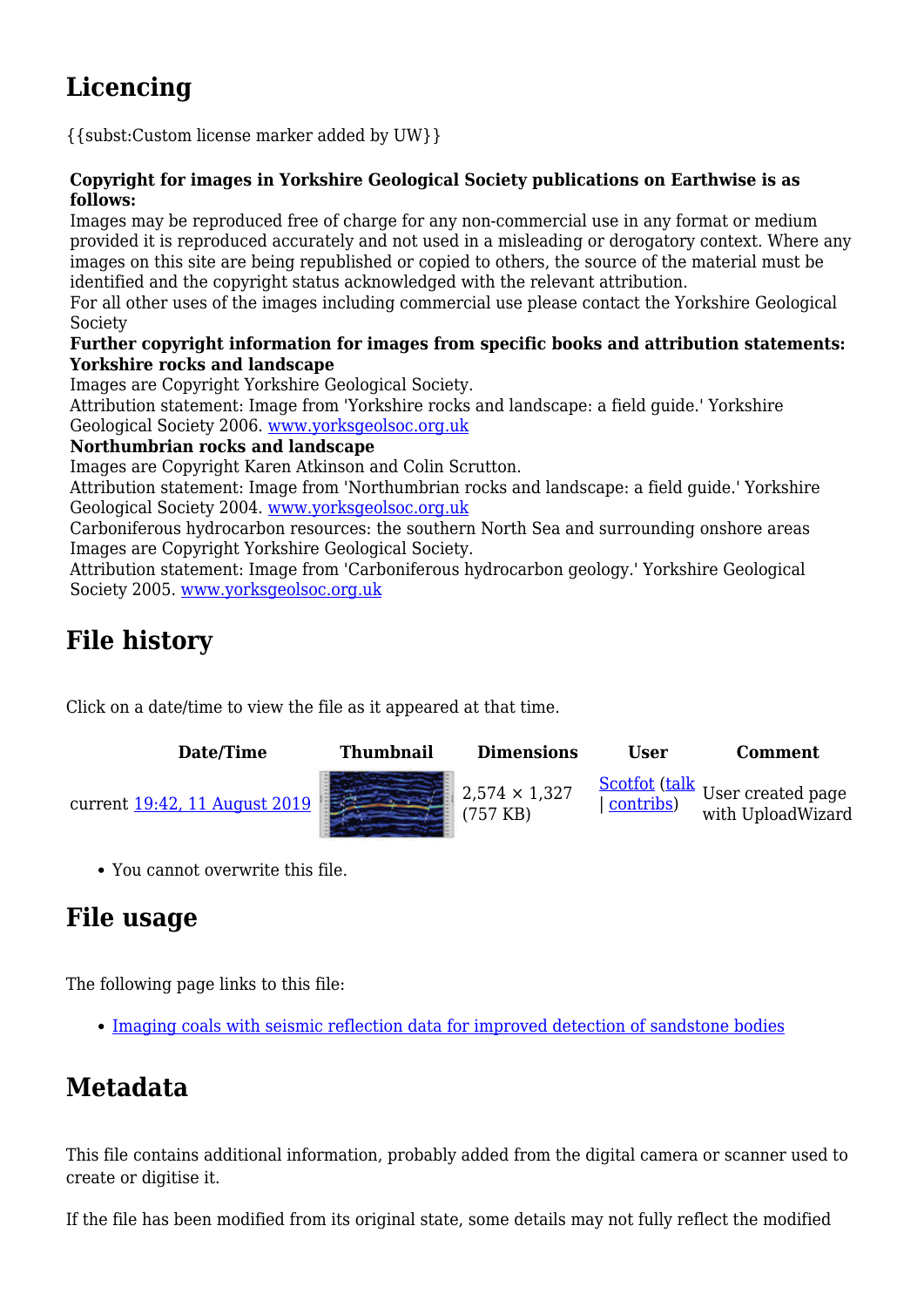## Licencing

{{subst:Custom license marker added by UW}}

**Copyright for images in Yorkshire Geological Society publications on Earthwise is as follows:**
Images may be reproduced free of charge for any non-commercial use in any format or medium provided it is reproduced accurately and not used in a misleading or derogatory context. Where any images on this site are being republished or copied to others, the source of the material must be identified and the copyright status acknowledged with the relevant attribution.
For all other uses of the images including commercial use please contact the Yorkshire Geological Society
**Further copyright information for images from specific books and attribution statements:**
**Yorkshire rocks and landscape**
Images are Copyright Yorkshire Geological Society.
Attribution statement: Image from 'Yorkshire rocks and landscape: a field guide.' Yorkshire Geological Society 2006. www.yorksgeolsoc.org.uk
**Northumbrian rocks and landscape**
Images are Copyright Karen Atkinson and Colin Scrutton.
Attribution statement: Image from 'Northumbrian rocks and landscape: a field guide.' Yorkshire Geological Society 2004. www.yorksgeolsoc.org.uk
Carboniferous hydrocarbon resources: the southern North Sea and surrounding onshore areas
Images are Copyright Yorkshire Geological Society.
Attribution statement: Image from 'Carboniferous hydrocarbon geology.' Yorkshire Geological Society 2005. www.yorksgeolsoc.org.uk

## File history

Click on a date/time to view the file as it appeared at that time.

| | Date/Time | Thumbnail | Dimensions | User | Comment |
|---|---|---|---|---|---|
| current | 19:42, 11 August 2019 | | 2,574 × 1,327 (757 KB) | Scotfot (talk \| contribs) | User created page with UploadWizard |

- You cannot overwrite this file.

## File usage

The following page links to this file:

- Imaging coals with seismic reflection data for improved detection of sandstone bodies

## Metadata

This file contains additional information, probably added from the digital camera or scanner used to create or digitise it.

If the file has been modified from its original state, some details may not fully reflect the modified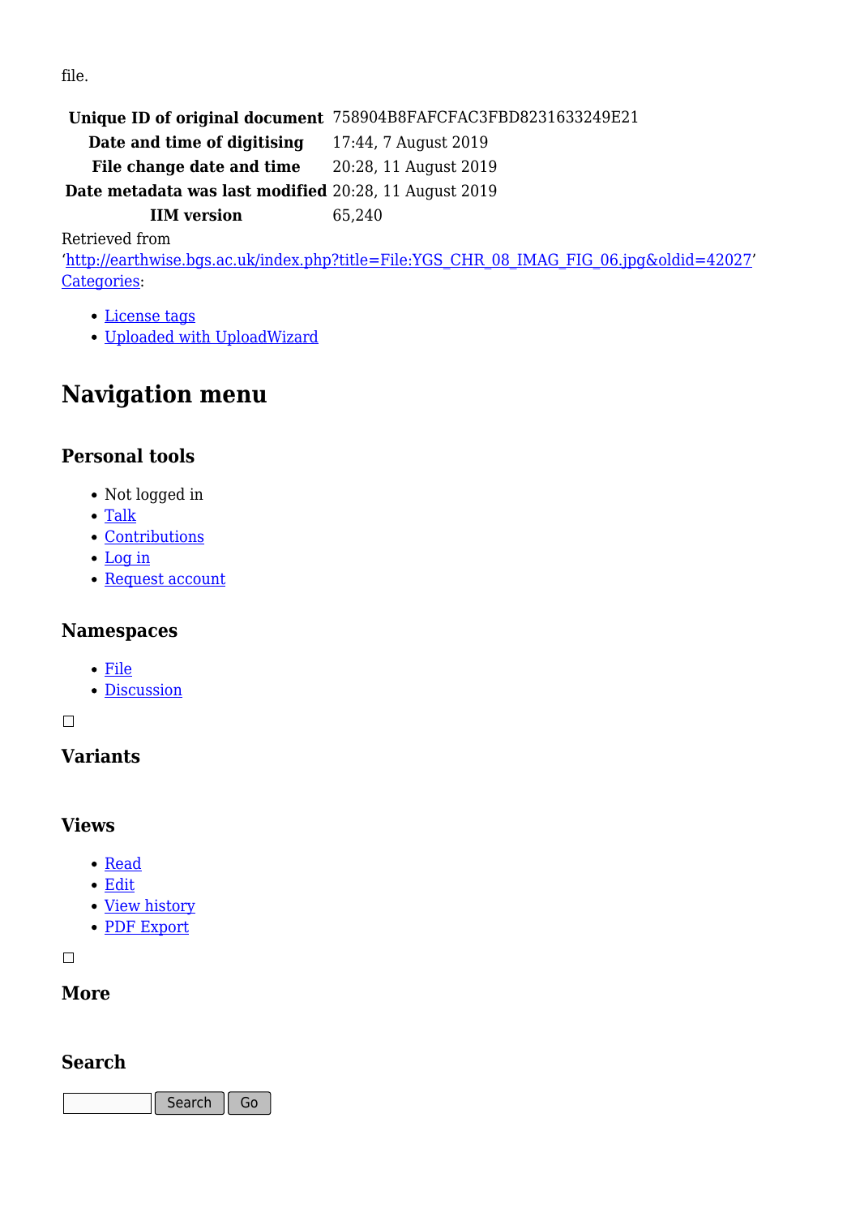file.

| | |
|---|---|
| **Unique ID of original document** | 758904B8FAFCFAC3FBD8231633249E21 |
| **Date and time of digitising** | 17:44, 7 August 2019 |
| **File change date and time** | 20:28, 11 August 2019 |
| **Date metadata was last modified** | 20:28, 11 August 2019 |
| **IIM version** | 65,240 |

Retrieved from 'http://earthwise.bgs.ac.uk/index.php?title=File:YGS_CHR_08_IMAG_FIG_06.jpg&oldid=42027'
Categories:

- License tags
- Uploaded with UploadWizard

# Navigation menu

## Personal tools

- Not logged in
- Talk
- Contributions
- Log in
- Request account

## Namespaces

- File
- Discussion

## Variants

## Views

- Read
- Edit
- View history
- PDF Export

## More

## Search

Search Go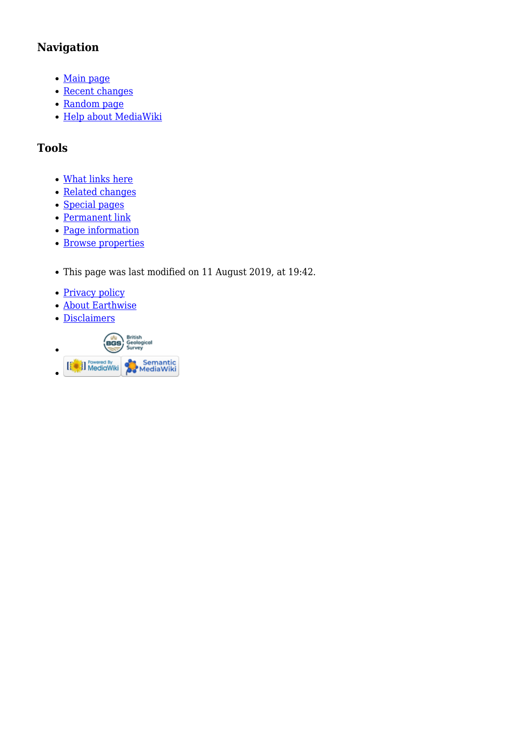## Navigation

- Main page
- Recent changes
- Random page
- Help about MediaWiki

## Tools

- What links here
- Related changes
- Special pages
- Permanent link
- Page information
- Browse properties

- This page was last modified on 11 August 2019, at 19:42.

- Privacy policy
- About Earthwise
- Disclaimers